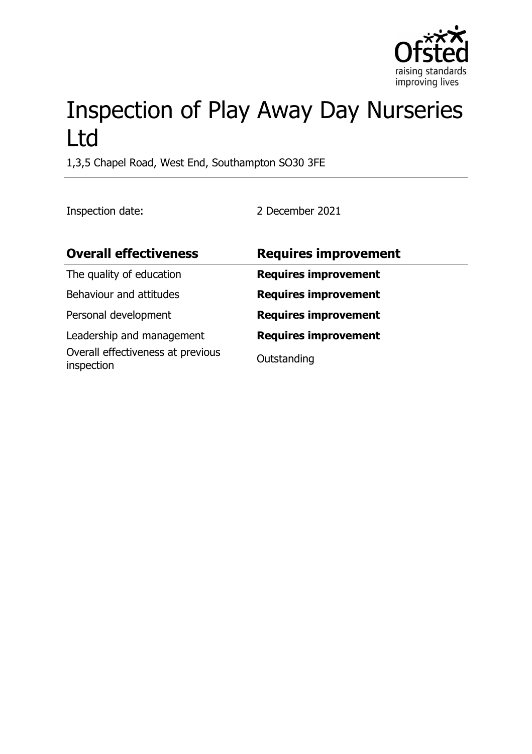# Inspection of Play Away Day Nurseries Ltd

1,3,5 Chapel Road, West End, Southampton SO30 3FE

Inspection date: 2 December 2021

| **Overall effectiveness** | **Requires improvement** |
|---|---|
| The quality of education | **Requires improvement** |
| Behaviour and attitudes | **Requires improvement** |
| Personal development | **Requires improvement** |
| Leadership and management | **Requires improvement** |
| Overall effectiveness at previous inspection | Outstanding |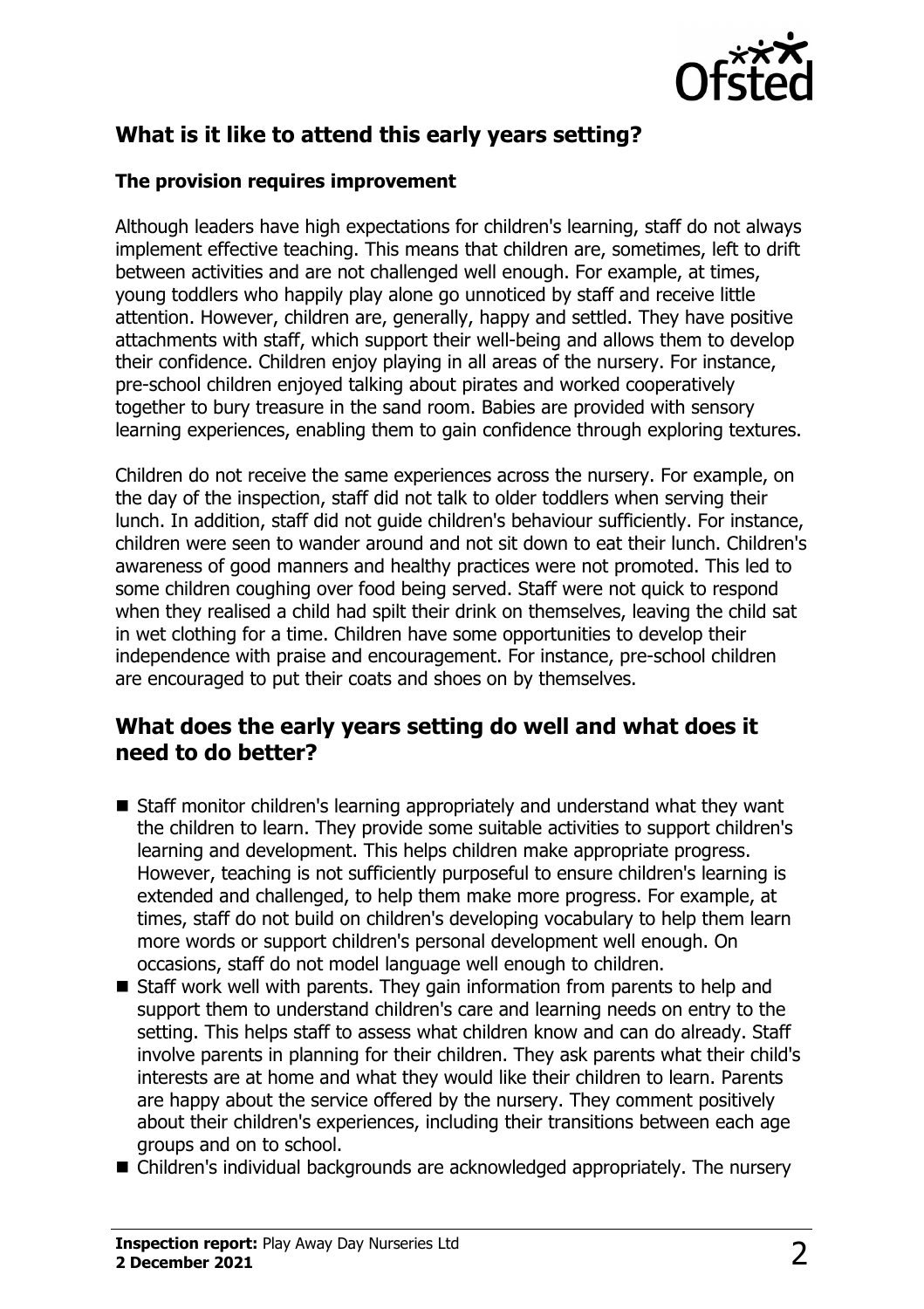## What is it like to attend this early years setting?

### The provision requires improvement

Although leaders have high expectations for children's learning, staff do not always implement effective teaching. This means that children are, sometimes, left to drift between activities and are not challenged well enough. For example, at times, young toddlers who happily play alone go unnoticed by staff and receive little attention. However, children are, generally, happy and settled. They have positive attachments with staff, which support their well-being and allows them to develop their confidence. Children enjoy playing in all areas of the nursery. For instance, pre-school children enjoyed talking about pirates and worked cooperatively together to bury treasure in the sand room. Babies are provided with sensory learning experiences, enabling them to gain confidence through exploring textures.

Children do not receive the same experiences across the nursery. For example, on the day of the inspection, staff did not talk to older toddlers when serving their lunch. In addition, staff did not guide children's behaviour sufficiently. For instance, children were seen to wander around and not sit down to eat their lunch. Children's awareness of good manners and healthy practices were not promoted. This led to some children coughing over food being served. Staff were not quick to respond when they realised a child had spilt their drink on themselves, leaving the child sat in wet clothing for a time. Children have some opportunities to develop their independence with praise and encouragement. For instance, pre-school children are encouraged to put their coats and shoes on by themselves.

## What does the early years setting do well and what does it need to do better?

- Staff monitor children's learning appropriately and understand what they want the children to learn. They provide some suitable activities to support children's learning and development. This helps children make appropriate progress. However, teaching is not sufficiently purposeful to ensure children's learning is extended and challenged, to help them make more progress. For example, at times, staff do not build on children's developing vocabulary to help them learn more words or support children's personal development well enough. On occasions, staff do not model language well enough to children.
- Staff work well with parents. They gain information from parents to help and support them to understand children's care and learning needs on entry to the setting. This helps staff to assess what children know and can do already. Staff involve parents in planning for their children. They ask parents what their child's interests are at home and what they would like their children to learn. Parents are happy about the service offered by the nursery. They comment positively about their children's experiences, including their transitions between each age groups and on to school.
- Children's individual backgrounds are acknowledged appropriately. The nursery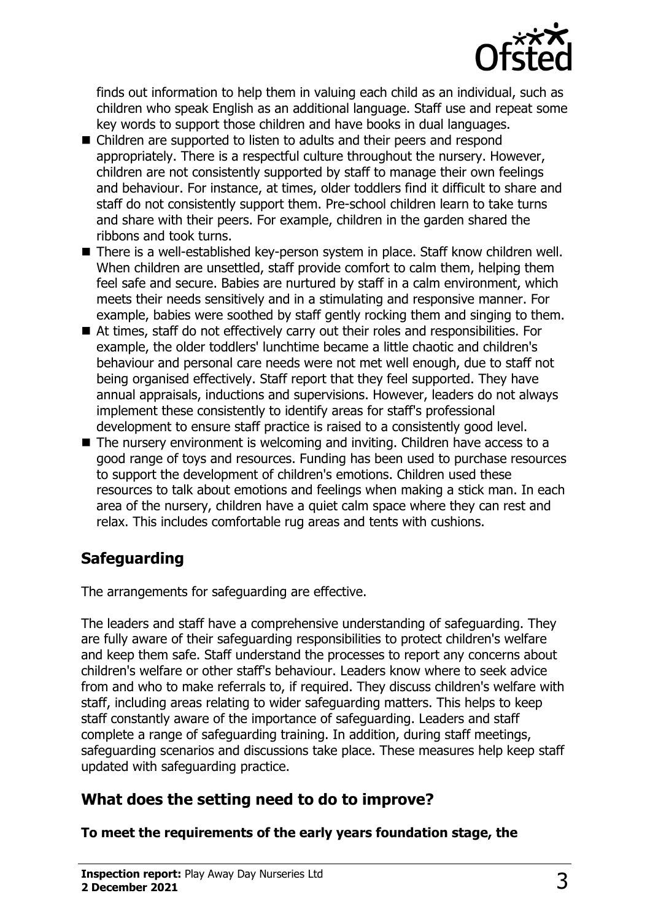finds out information to help them in valuing each child as an individual, such as children who speak English as an additional language. Staff use and repeat some key words to support those children and have books in dual languages.

- Children are supported to listen to adults and their peers and respond appropriately. There is a respectful culture throughout the nursery. However, children are not consistently supported by staff to manage their own feelings and behaviour. For instance, at times, older toddlers find it difficult to share and staff do not consistently support them. Pre-school children learn to take turns and share with their peers. For example, children in the garden shared the ribbons and took turns.
- There is a well-established key-person system in place. Staff know children well. When children are unsettled, staff provide comfort to calm them, helping them feel safe and secure. Babies are nurtured by staff in a calm environment, which meets their needs sensitively and in a stimulating and responsive manner. For example, babies were soothed by staff gently rocking them and singing to them.
- At times, staff do not effectively carry out their roles and responsibilities. For example, the older toddlers' lunchtime became a little chaotic and children's behaviour and personal care needs were not met well enough, due to staff not being organised effectively. Staff report that they feel supported. They have annual appraisals, inductions and supervisions. However, leaders do not always implement these consistently to identify areas for staff's professional development to ensure staff practice is raised to a consistently good level.
- The nursery environment is welcoming and inviting. Children have access to a good range of toys and resources. Funding has been used to purchase resources to support the development of children's emotions. Children used these resources to talk about emotions and feelings when making a stick man. In each area of the nursery, children have a quiet calm space where they can rest and relax. This includes comfortable rug areas and tents with cushions.

## Safeguarding

The arrangements for safeguarding are effective.

The leaders and staff have a comprehensive understanding of safeguarding. They are fully aware of their safeguarding responsibilities to protect children's welfare and keep them safe. Staff understand the processes to report any concerns about children's welfare or other staff's behaviour. Leaders know where to seek advice from and who to make referrals to, if required. They discuss children's welfare with staff, including areas relating to wider safeguarding matters. This helps to keep staff constantly aware of the importance of safeguarding. Leaders and staff complete a range of safeguarding training. In addition, during staff meetings, safeguarding scenarios and discussions take place. These measures help keep staff updated with safeguarding practice.

## What does the setting need to do to improve?

**To meet the requirements of the early years foundation stage, the**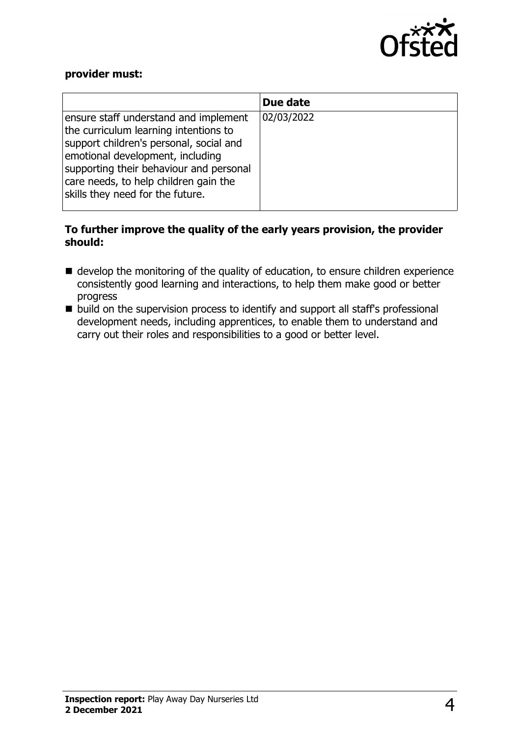**provider must:**

| | Due date |
|---|---|
| ensure staff understand and implement the curriculum learning intentions to support children's personal, social and emotional development, including supporting their behaviour and personal care needs, to help children gain the skills they need for the future. | 02/03/2022 |

**To further improve the quality of the early years provision, the provider should:**

- develop the monitoring of the quality of education, to ensure children experience consistently good learning and interactions, to help them make good or better progress
- build on the supervision process to identify and support all staff's professional development needs, including apprentices, to enable them to understand and carry out their roles and responsibilities to a good or better level.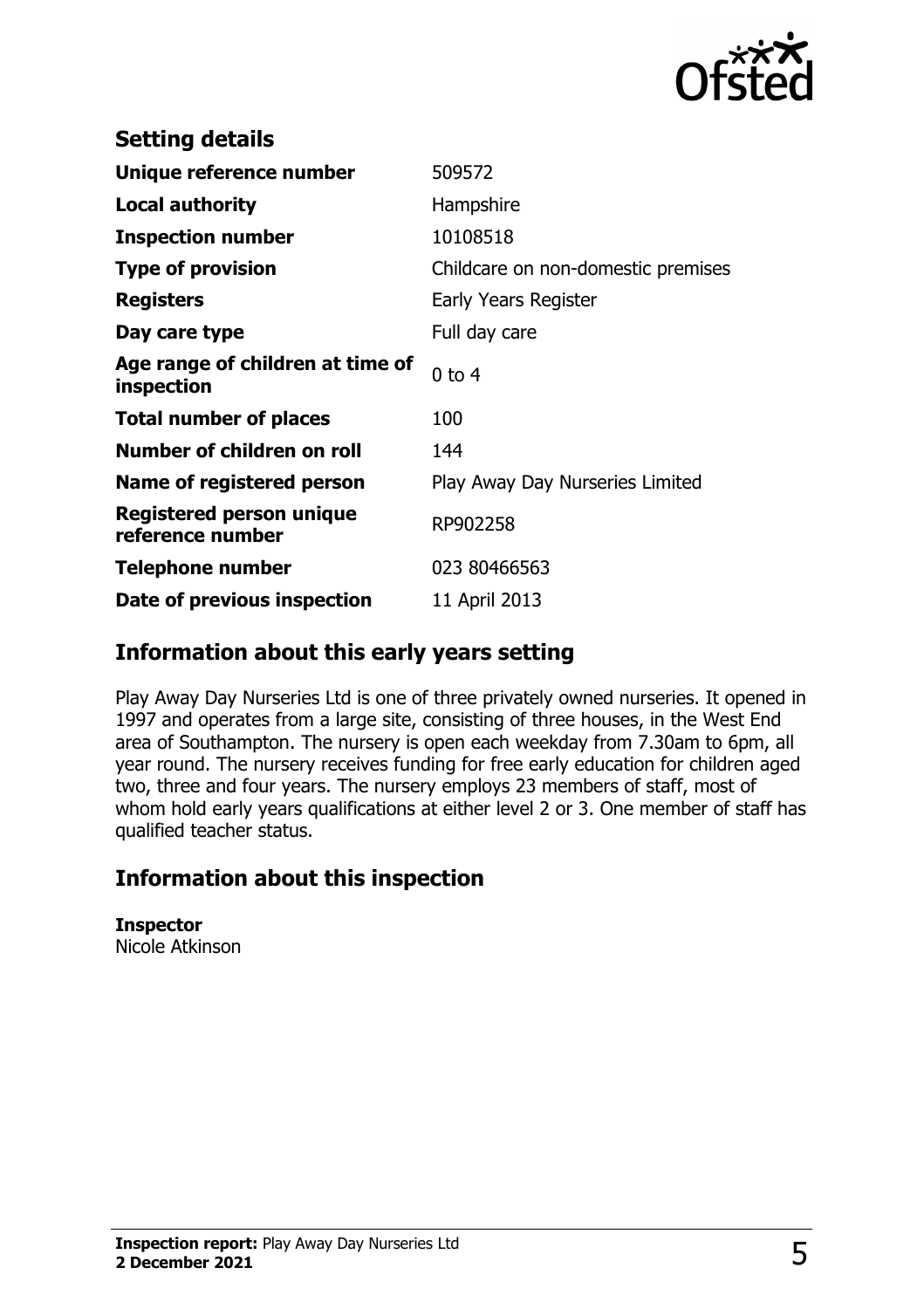## Setting details

| | |
|---|---|
| **Unique reference number** | 509572 |
| **Local authority** | Hampshire |
| **Inspection number** | 10108518 |
| **Type of provision** | Childcare on non-domestic premises |
| **Registers** | Early Years Register |
| **Day care type** | Full day care |
| **Age range of children at time of inspection** | 0 to 4 |
| **Total number of places** | 100 |
| **Number of children on roll** | 144 |
| **Name of registered person** | Play Away Day Nurseries Limited |
| **Registered person unique reference number** | RP902258 |
| **Telephone number** | 023 80466563 |
| **Date of previous inspection** | 11 April 2013 |

## Information about this early years setting

Play Away Day Nurseries Ltd is one of three privately owned nurseries. It opened in 1997 and operates from a large site, consisting of three houses, in the West End area of Southampton. The nursery is open each weekday from 7.30am to 6pm, all year round. The nursery receives funding for free early education for children aged two, three and four years. The nursery employs 23 members of staff, most of whom hold early years qualifications at either level 2 or 3. One member of staff has qualified teacher status.

## Information about this inspection

**Inspector**
Nicole Atkinson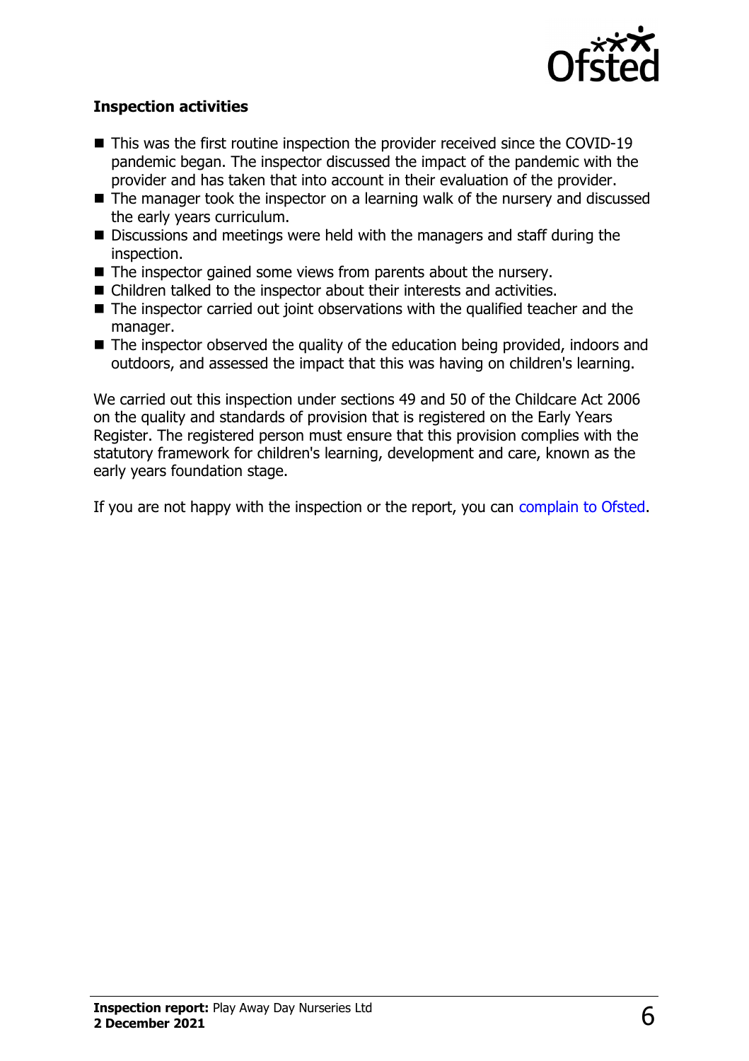### Inspection activities

- This was the first routine inspection the provider received since the COVID-19 pandemic began. The inspector discussed the impact of the pandemic with the provider and has taken that into account in their evaluation of the provider.
- The manager took the inspector on a learning walk of the nursery and discussed the early years curriculum.
- Discussions and meetings were held with the managers and staff during the inspection.
- The inspector gained some views from parents about the nursery.
- Children talked to the inspector about their interests and activities.
- The inspector carried out joint observations with the qualified teacher and the manager.
- The inspector observed the quality of the education being provided, indoors and outdoors, and assessed the impact that this was having on children's learning.

We carried out this inspection under sections 49 and 50 of the Childcare Act 2006 on the quality and standards of provision that is registered on the Early Years Register. The registered person must ensure that this provision complies with the statutory framework for children's learning, development and care, known as the early years foundation stage.

If you are not happy with the inspection or the report, you can complain to Ofsted.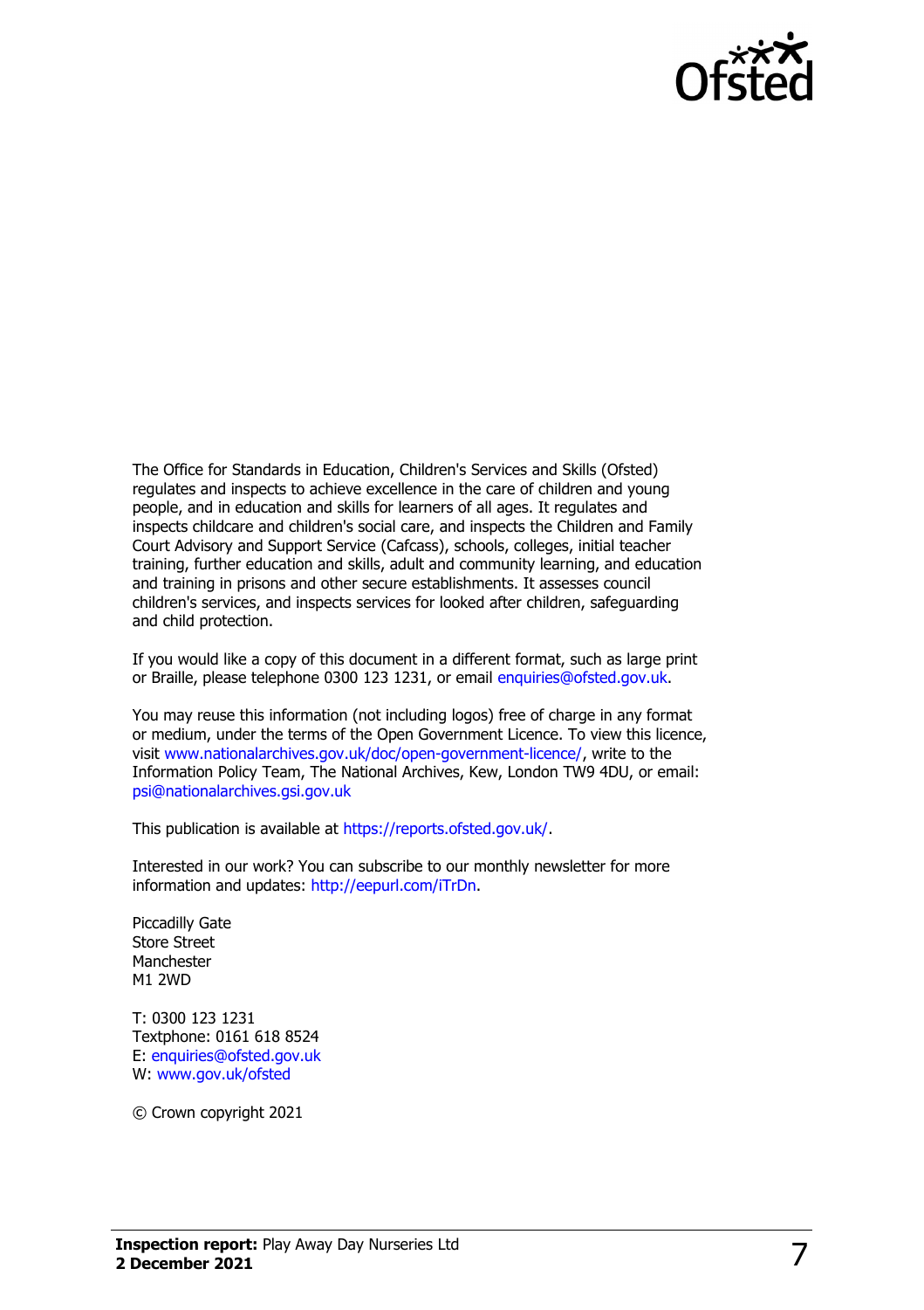The Office for Standards in Education, Children's Services and Skills (Ofsted) regulates and inspects to achieve excellence in the care of children and young people, and in education and skills for learners of all ages. It regulates and inspects childcare and children's social care, and inspects the Children and Family Court Advisory and Support Service (Cafcass), schools, colleges, initial teacher training, further education and skills, adult and community learning, and education and training in prisons and other secure establishments. It assesses council children's services, and inspects services for looked after children, safeguarding and child protection.

If you would like a copy of this document in a different format, such as large print or Braille, please telephone 0300 123 1231, or email enquiries@ofsted.gov.uk.

You may reuse this information (not including logos) free of charge in any format or medium, under the terms of the Open Government Licence. To view this licence, visit www.nationalarchives.gov.uk/doc/open-government-licence/, write to the Information Policy Team, The National Archives, Kew, London TW9 4DU, or email: psi@nationalarchives.gsi.gov.uk

This publication is available at https://reports.ofsted.gov.uk/.

Interested in our work? You can subscribe to our monthly newsletter for more information and updates: http://eepurl.com/iTrDn.

Piccadilly Gate
Store Street
Manchester
M1 2WD

T: 0300 123 1231
Textphone: 0161 618 8524
E: enquiries@ofsted.gov.uk
W: www.gov.uk/ofsted

© Crown copyright 2021